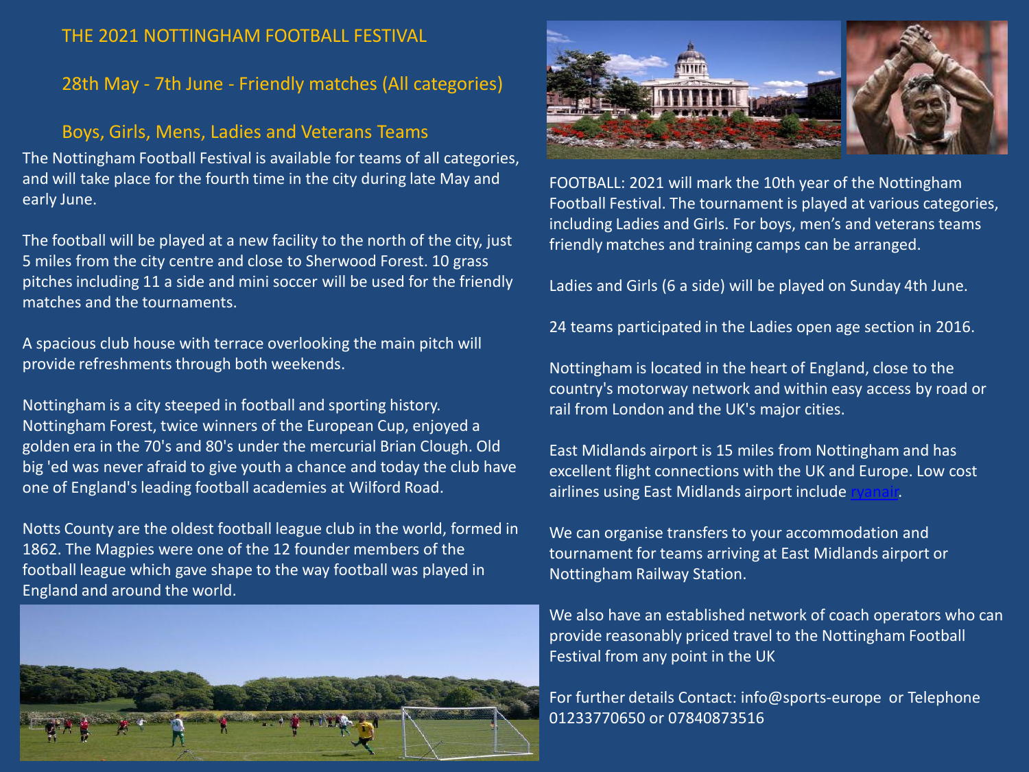# THE 2021 NOTTINGHAM FOOTBALL FESTIVAL

## 28th May - 7th June - Friendly matches (All categories)

## Boys, Girls, Mens, Ladies and Veterans Teams

The Nottingham Football Festival is available for teams of all categories, and will take place for the fourth time in the city during late May and early June.

The football will be played at a new facility to the north of the city, just 5 miles from the city centre and close to Sherwood Forest. 10 grass pitches including 11 a side and mini soccer will be used for the friendly matches and the tournaments.

A spacious club house with terrace overlooking the main pitch will provide refreshments through both weekends.

Nottingham is a city steeped in football and sporting history. Nottingham Forest, twice winners of the European Cup, enjoyed a golden era in the 70's and 80's under the mercurial Brian Clough. Old big 'ed was never afraid to give youth a chance and today the club have one of England's leading football academies at Wilford Road.

Notts County are the oldest football league club in the world, formed in 1862. The Magpies were one of the 12 founder members of the football league which gave shape to the way football was played in England and around the world.

FOOTBALL: 2021 will mark the 10th year of the Nottingham Football Festival. The tournament is played at various categories, including Ladies and Girls. For boys, men's and veterans teams friendly matches and training camps can be arranged.

Ladies and Girls (6 a side) will be played on Sunday 4th June.

24 teams participated in the Ladies open age section in 2016.

Nottingham is located in the heart of England, close to the country's motorway network and within easy access by road or rail from London and the UK's major cities.

East Midlands airport is 15 miles from Nottingham and has excellent flight connections with the UK and Europe. Low cost airlines using East Midlands airport include ryanair.

We can organise transfers to your accommodation and tournament for teams arriving at East Midlands airport or Nottingham Railway Station.

We also have an established network of coach operators who can provide reasonably priced travel to the Nottingham Football Festival from any point in the UK

For further details Contact: info@sports-europe or Telephone 01233770650 or 07840873516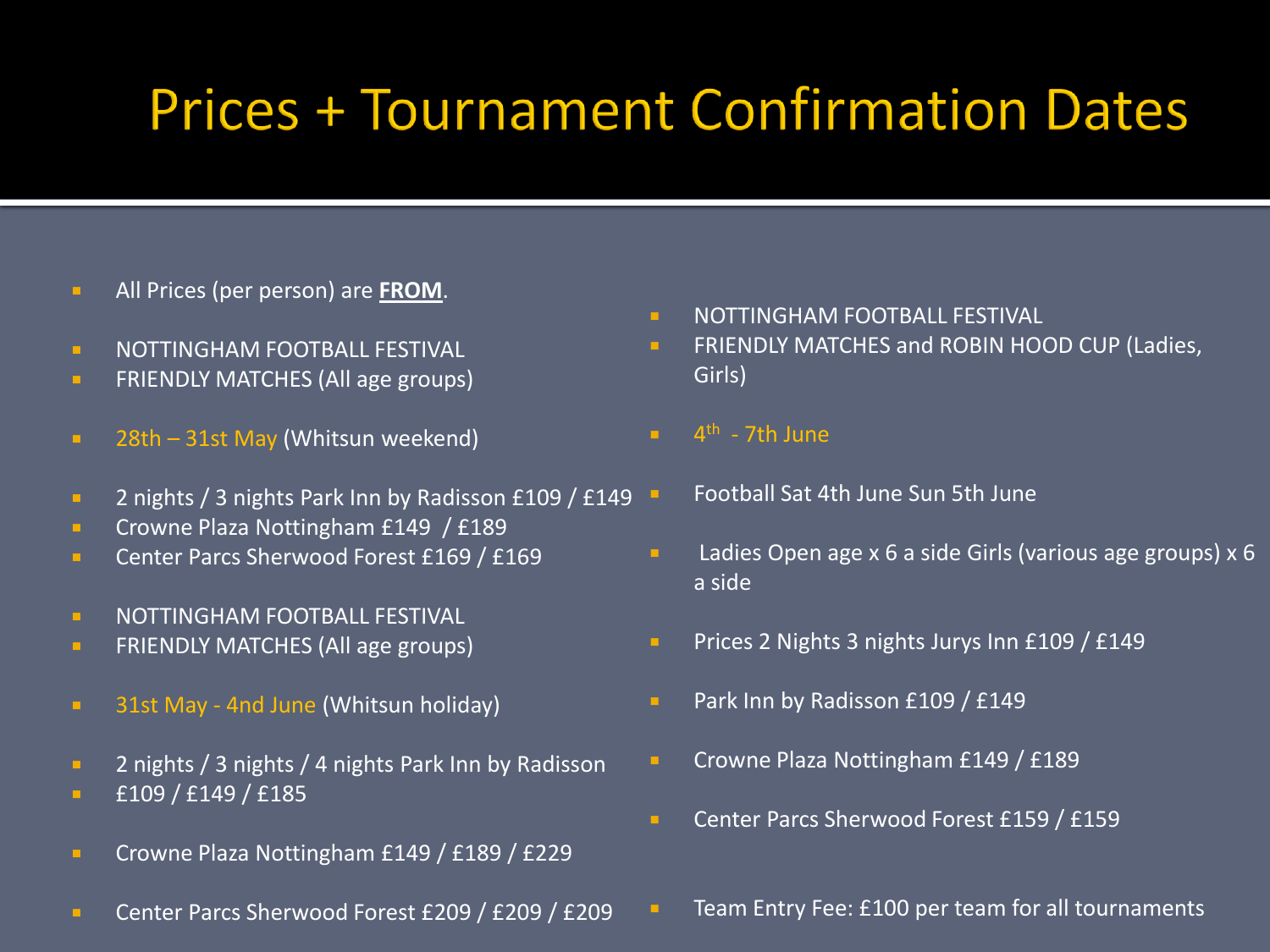# Prices + Tournament Confirmation Dates

- All Prices (per person) are **FROM**.

- NOTTINGHAM FOOTBALL FESTIVAL
- FRIENDLY MATCHES (All age groups)

- 28th – 31st May (Whitsun weekend)

- 2 nights / 3 nights Park Inn by Radisson £109 / £149
- Crowne Plaza Nottingham £149 / £189
- Center Parcs Sherwood Forest £169 / £169

- NOTTINGHAM FOOTBALL FESTIVAL
- FRIENDLY MATCHES (All age groups)

- 31st May - 4nd June (Whitsun holiday)

- 2 nights / 3 nights / 4 nights Park Inn by Radisson
- £109 / £149 / £185

- Crowne Plaza Nottingham £149 / £189 / £229

- Center Parcs Sherwood Forest £209 / £209 / £209

- NOTTINGHAM FOOTBALL FESTIVAL
- FRIENDLY MATCHES and ROBIN HOOD CUP (Ladies, Girls)

- 4th - 7th June

- Football Sat 4th June Sun 5th June

- Ladies Open age x 6 a side Girls (various age groups) x 6 a side

- Prices 2 Nights 3 nights Jurys Inn £109 / £149

- Park Inn by Radisson £109 / £149

- Crowne Plaza Nottingham £149 / £189

- Center Parcs Sherwood Forest £159 / £159

- Team Entry Fee: £100 per team for all tournaments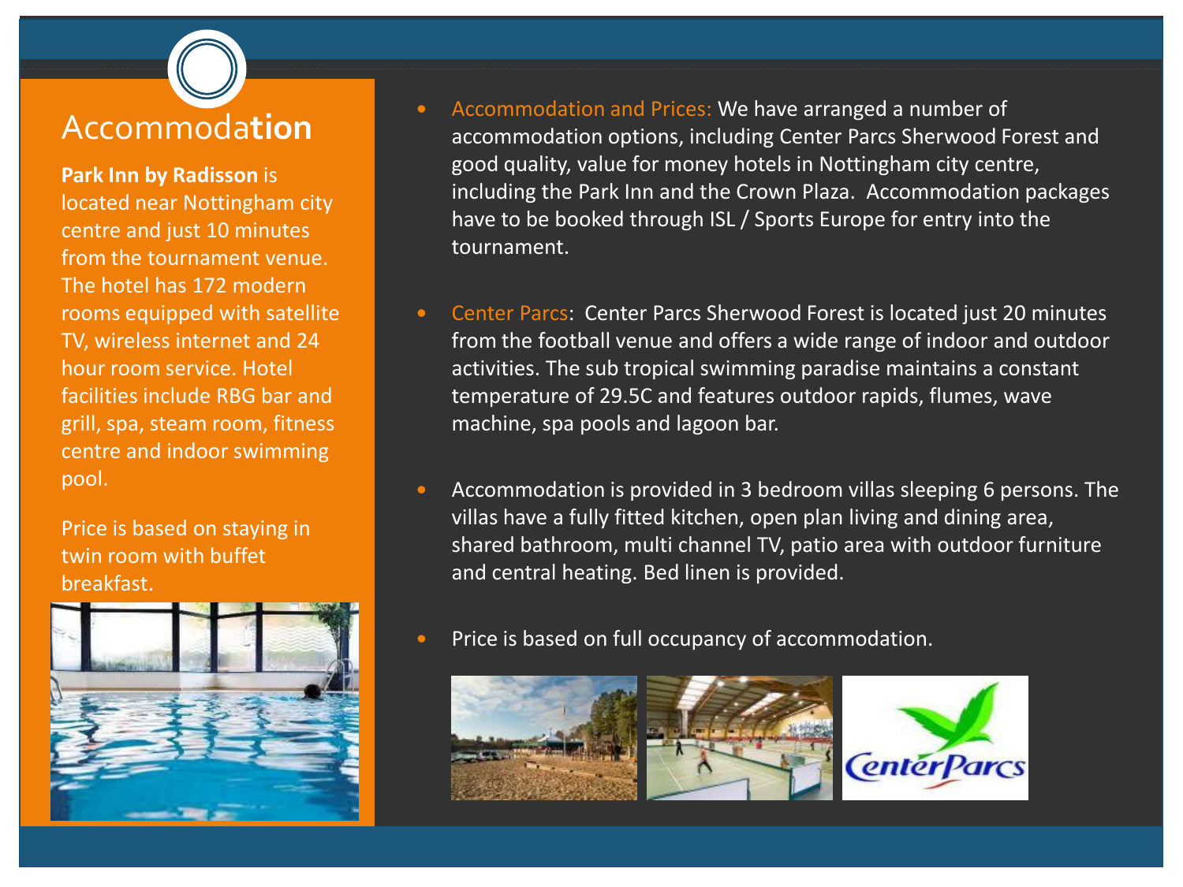# Accommodation

**Park Inn by Radisson** is located near Nottingham city centre and just 10 minutes from the tournament venue. The hotel has 172 modern rooms equipped with satellite TV, wireless internet and 24 hour room service. Hotel facilities include RBG bar and grill, spa, steam room, fitness centre and indoor swimming pool.

Price is based on staying in twin room with buffet breakfast.

- Accommodation and Prices: We have arranged a number of accommodation options, including Center Parcs Sherwood Forest and good quality, value for money hotels in Nottingham city centre, including the Park Inn and the Crown Plaza. Accommodation packages have to be booked through ISL / Sports Europe for entry into the tournament.
- Center Parcs: Center Parcs Sherwood Forest is located just 20 minutes from the football venue and offers a wide range of indoor and outdoor activities. The sub tropical swimming paradise maintains a constant temperature of 29.5C and features outdoor rapids, flumes, wave machine, spa pools and lagoon bar.
- Accommodation is provided in 3 bedroom villas sleeping 6 persons. The villas have a fully fitted kitchen, open plan living and dining area, shared bathroom, multi channel TV, patio area with outdoor furniture and central heating. Bed linen is provided.
- Price is based on full occupancy of accommodation.